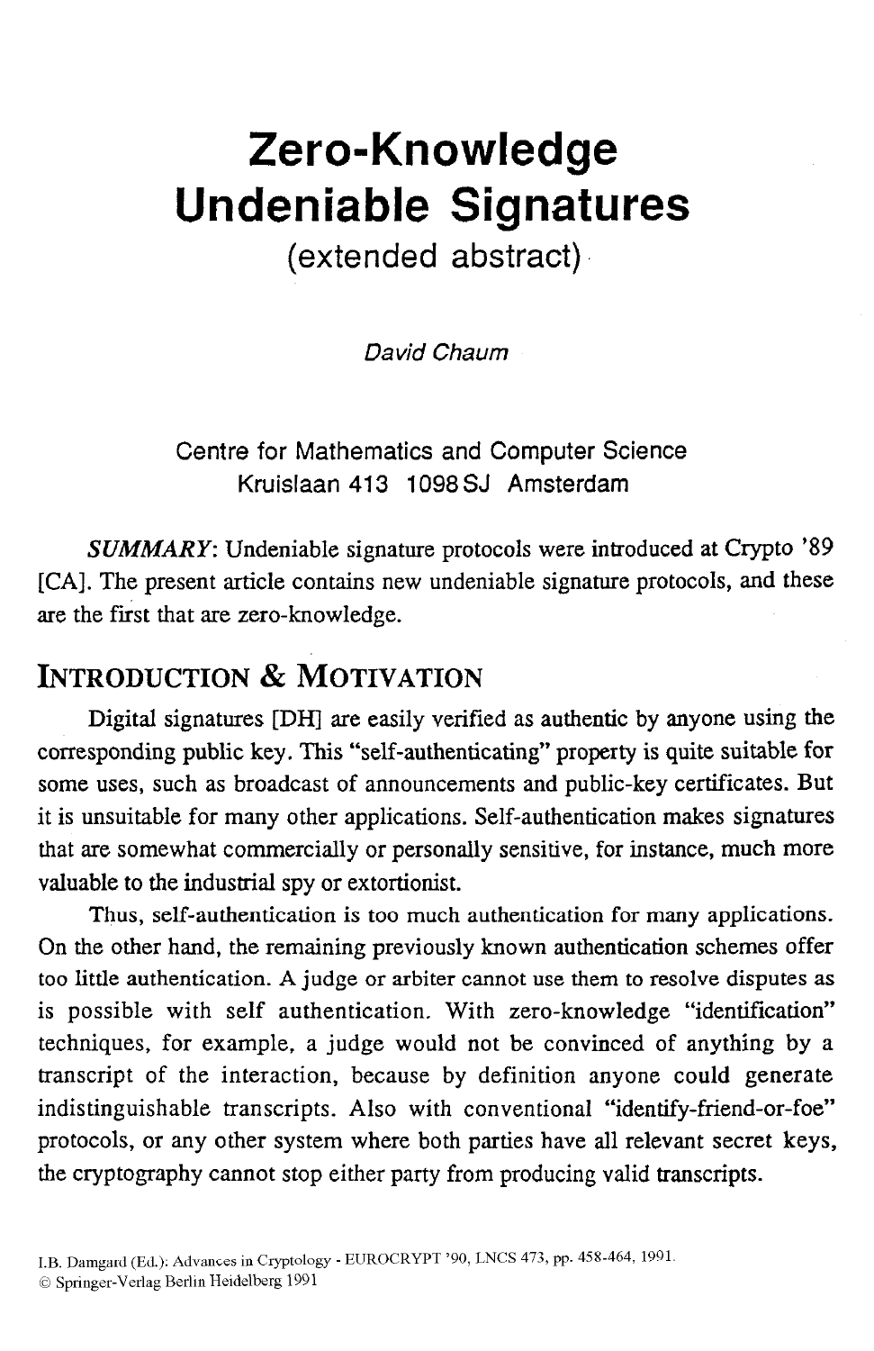# Zero-Knowledge Undeniable Signatures

(extended abstract)

*David Chaum*

Centre for Mathematics and Computer Science
Kruislaan 413 1098 SJ Amsterdam

***SUMMARY***: Undeniable signature protocols were introduced at Crypto '89 [CA]. The present article contains new undeniable signature protocols, and these are the first that are zero-knowledge.

## INTRODUCTION & MOTIVATION

Digital signatures [DH] are easily verified as authentic by anyone using the corresponding public key. This "self-authenticating" property is quite suitable for some uses, such as broadcast of announcements and public-key certificates. But it is unsuitable for many other applications. Self-authentication makes signatures that are somewhat commercially or personally sensitive, for instance, much more valuable to the industrial spy or extortionist.

Thus, self-authentication is too much authentication for many applications. On the other hand, the remaining previously known authentication schemes offer too little authentication. A judge or arbiter cannot use them to resolve disputes as is possible with self authentication. With zero-knowledge "identification" techniques, for example, a judge would not be convinced of anything by a transcript of the interaction, because by definition anyone could generate indistinguishable transcripts. Also with conventional "identify-friend-or-foe" protocols, or any other system where both parties have all relevant secret keys, the cryptography cannot stop either party from producing valid transcripts.

I.B. Damgard (Ed.): Advances in Cryptology - EUROCRYPT '90, LNCS 473, pp. 458-464, 1991.
© Springer-Verlag Berlin Heidelberg 1991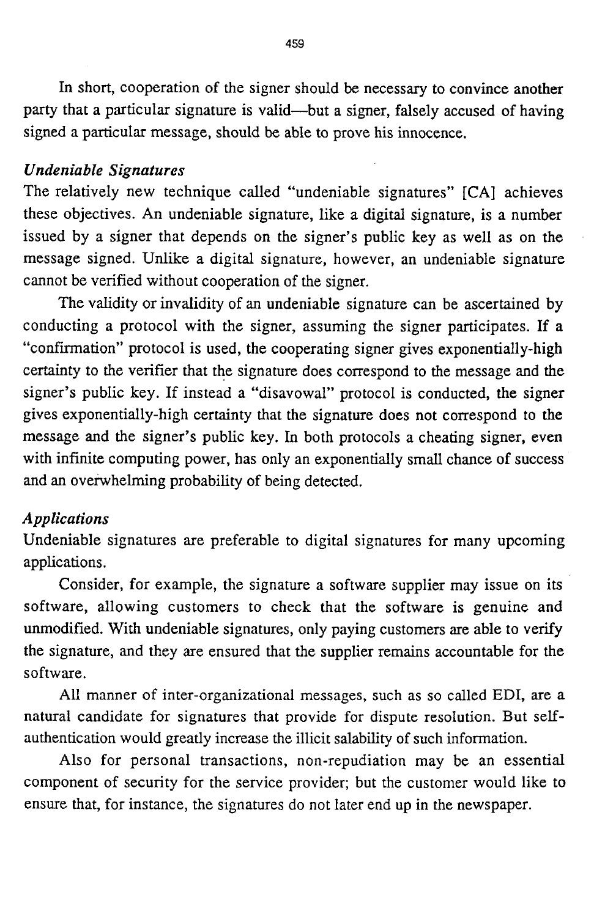In short, cooperation of the signer should be necessary to convince another party that a particular signature is valid—but a signer, falsely accused of having signed a particular message, should be able to prove his innocence.

### *Undeniable Signatures*

The relatively new technique called "undeniable signatures" [CA] achieves these objectives. An undeniable signature, like a digital signature, is a number issued by a signer that depends on the signer's public key as well as on the message signed. Unlike a digital signature, however, an undeniable signature cannot be verified without cooperation of the signer.

The validity or invalidity of an undeniable signature can be ascertained by conducting a protocol with the signer, assuming the signer participates. If a "confirmation" protocol is used, the cooperating signer gives exponentially-high certainty to the verifier that the signature does correspond to the message and the signer's public key. If instead a "disavowal" protocol is conducted, the signer gives exponentially-high certainty that the signature does not correspond to the message and the signer's public key. In both protocols a cheating signer, even with infinite computing power, has only an exponentially small chance of success and an overwhelming probability of being detected.

### *Applications*

Undeniable signatures are preferable to digital signatures for many upcoming applications.

Consider, for example, the signature a software supplier may issue on its software, allowing customers to check that the software is genuine and unmodified. With undeniable signatures, only paying customers are able to verify the signature, and they are ensured that the supplier remains accountable for the software.

All manner of inter-organizational messages, such as so called EDI, are a natural candidate for signatures that provide for dispute resolution. But self-authentication would greatly increase the illicit salability of such information.

Also for personal transactions, non-repudiation may be an essential component of security for the service provider; but the customer would like to ensure that, for instance, the signatures do not later end up in the newspaper.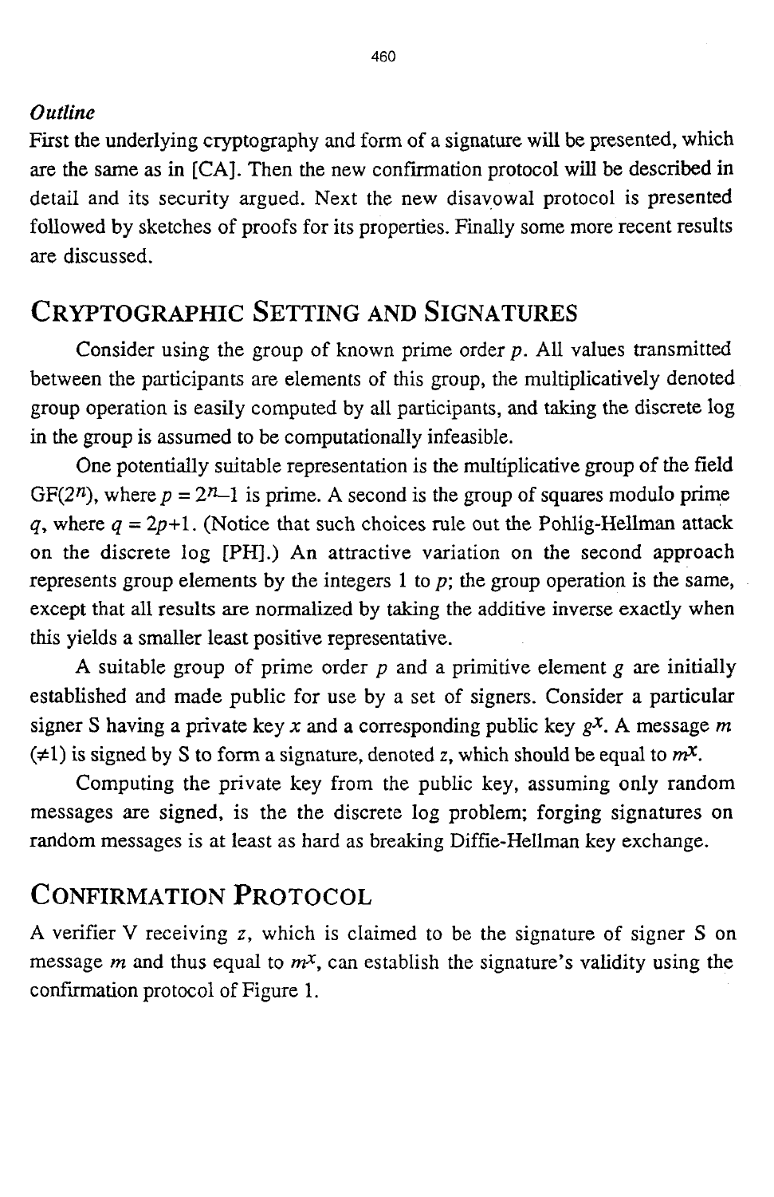### *Outline*

First the underlying cryptography and form of a signature will be presented, which are the same as in [CA]. Then the new confirmation protocol will be described in detail and its security argued. Next the new disavowal protocol is presented followed by sketches of proofs for its properties. Finally some more recent results are discussed.

## Cryptographic Setting and Signatures

Consider using the group of known prime order $p$. All values transmitted between the participants are elements of this group, the multiplicatively denoted group operation is easily computed by all participants, and taking the discrete log in the group is assumed to be computationally infeasible.

One potentially suitable representation is the multiplicative group of the field GF($2^n$), where $p = 2^n - 1$ is prime. A second is the group of squares modulo prime $q$, where $q = 2p + 1$. (Notice that such choices rule out the Pohlig-Hellman attack on the discrete log [PH].) An attractive variation on the second approach represents group elements by the integers 1 to $p$; the group operation is the same, except that all results are normalized by taking the additive inverse exactly when this yields a smaller least positive representative.

A suitable group of prime order $p$ and a primitive element $g$ are initially established and made public for use by a set of signers. Consider a particular signer S having a private key $x$ and a corresponding public key $g^x$. A message $m$ ($\neq 1$) is signed by S to form a signature, denoted $z$, which should be equal to $m^x$.

Computing the private key from the public key, assuming only random messages are signed, is the the discrete log problem; forging signatures on random messages is at least as hard as breaking Diffie-Hellman key exchange.

## Confirmation Protocol

A verifier V receiving $z$, which is claimed to be the signature of signer S on message $m$ and thus equal to $m^x$, can establish the signature's validity using the confirmation protocol of Figure 1.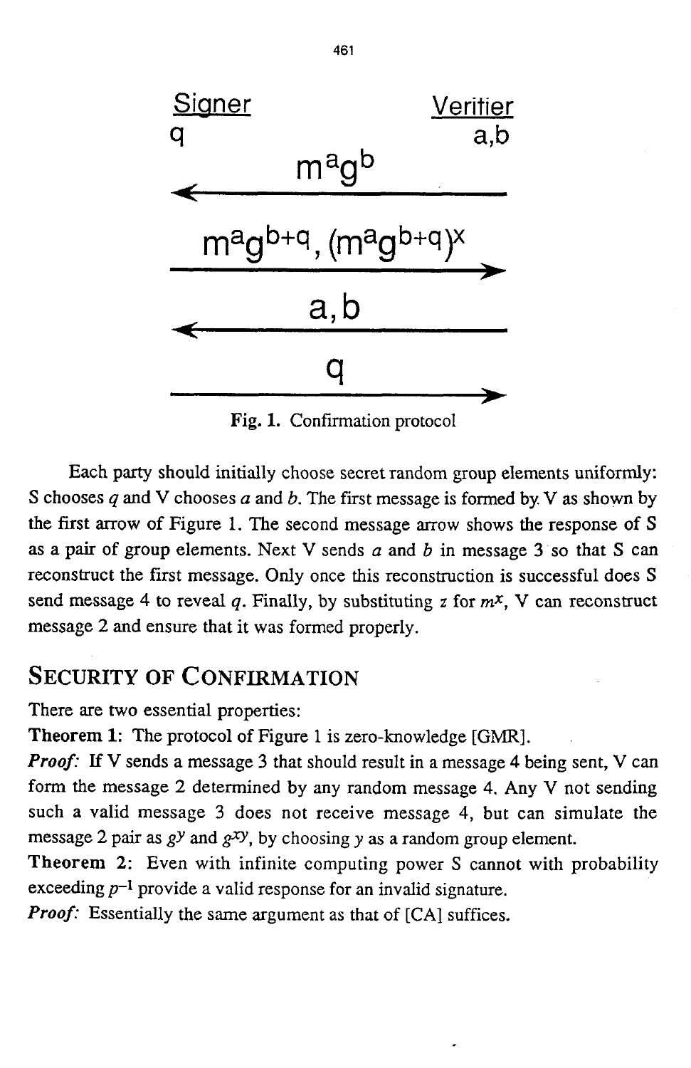Signer — Verifier

$q$ — $a,b$

$\longleftarrow$ $m^a g^b$

$\longrightarrow$ $m^a g^{b+q}, (m^a g^{b+q})^x$

$\longleftarrow$ $a,b$

$\longrightarrow$ $q$

**Fig. 1.** Confirmation protocol

Each party should initially choose secret random group elements uniformly: S chooses $q$ and V chooses $a$ and $b$. The first message is formed by V as shown by the first arrow of Figure 1. The second message arrow shows the response of S as a pair of group elements. Next V sends $a$ and $b$ in message 3 so that S can reconstruct the first message. Only once this reconstruction is successful does S send message 4 to reveal $q$. Finally, by substituting $z$ for $m^x$, V can reconstruct message 2 and ensure that it was formed properly.

## Security of Confirmation

There are two essential properties:

**Theorem 1:** The protocol of Figure 1 is zero-knowledge [GMR].

***Proof:*** If V sends a message 3 that should result in a message 4 being sent, V can form the message 2 determined by any random message 4. Any V not sending such a valid message 3 does not receive message 4, but can simulate the message 2 pair as $g^y$ and $g^{xy}$, by choosing $y$ as a random group element.

**Theorem 2:** Even with infinite computing power S cannot with probability exceeding $p^{-1}$ provide a valid response for an invalid signature.

***Proof:*** Essentially the same argument as that of [CA] suffices.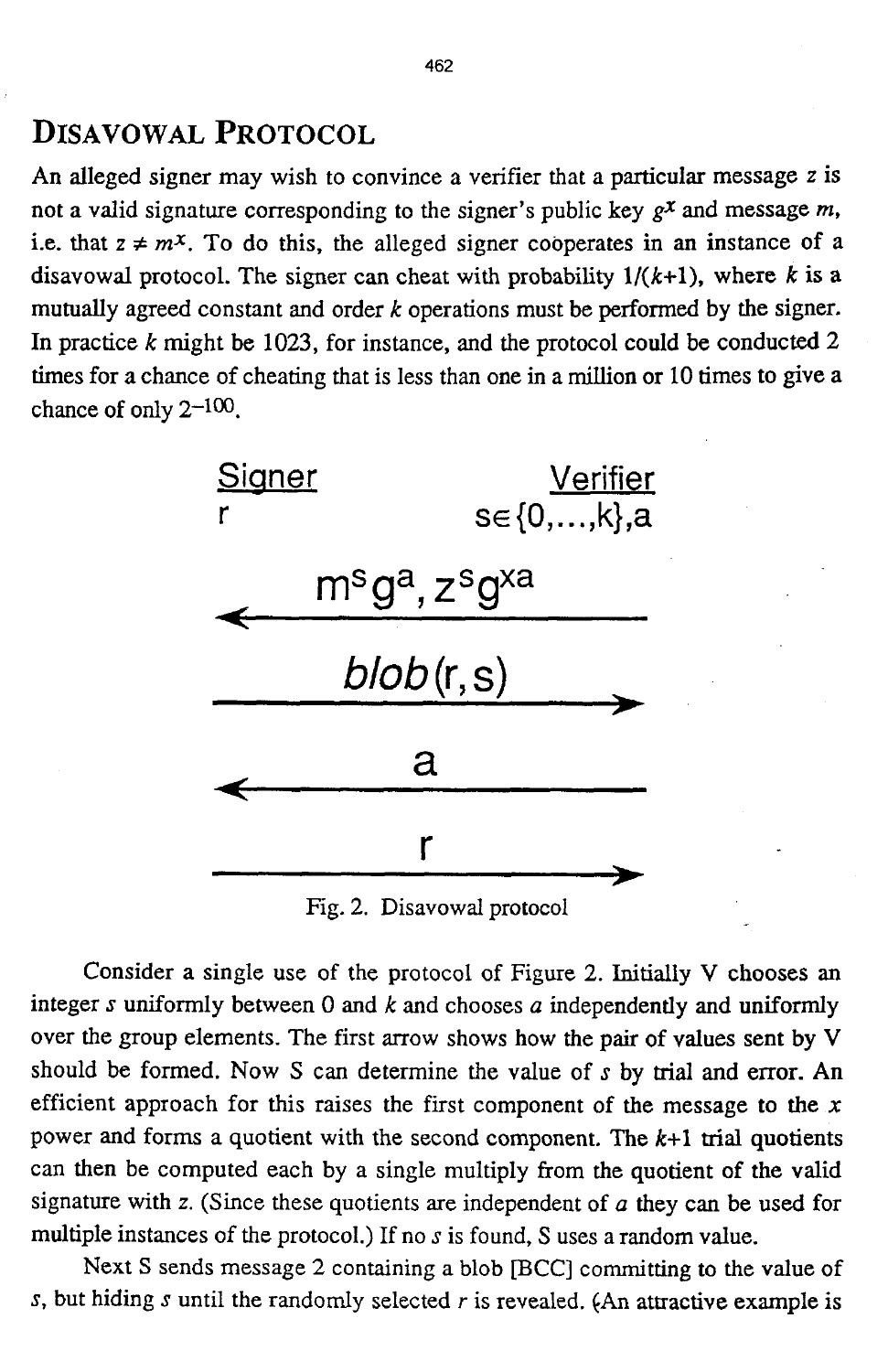## Disavowal Protocol

An alleged signer may wish to convince a verifier that a particular message $z$ is not a valid signature corresponding to the signer's public key $g^x$ and message $m$, i.e. that $z \neq m^x$. To do this, the alleged signer coöperates in an instance of a disavowal protocol. The signer can cheat with probability $1/(k+1)$, where $k$ is a mutually agreed constant and order $k$ operations must be performed by the signer. In practice $k$ might be 1023, for instance, and the protocol could be conducted 2 times for a chance of cheating that is less than one in a million or 10 times to give a chance of only $2^{-100}$.

| Signer | | Verifier |
|---|---|---|
| $r$ | | $s \in \{0,\ldots,k\}, a$ |
| | $\xleftarrow{\quad m^s g^a,\ z^s g^{xa} \quad}$ | |
| | $\xrightarrow{\quad blob(r,s) \quad}$ | |
| | $\xleftarrow{\quad a \quad}$ | |
| | $\xrightarrow{\quad r \quad}$ | |

Fig. 2. Disavowal protocol

Consider a single use of the protocol of Figure 2. Initially V chooses an integer $s$ uniformly between 0 and $k$ and chooses $a$ independently and uniformly over the group elements. The first arrow shows how the pair of values sent by V should be formed. Now S can determine the value of $s$ by trial and error. An efficient approach for this raises the first component of the message to the $x$ power and forms a quotient with the second component. The $k$+1 trial quotients can then be computed each by a single multiply from the quotient of the valid signature with $z$. (Since these quotients are independent of $a$ they can be used for multiple instances of the protocol.) If no $s$ is found, S uses a random value.

Next S sends message 2 containing a blob [BCC] committing to the value of $s$, but hiding $s$ until the randomly selected $r$ is revealed. (An attractive example is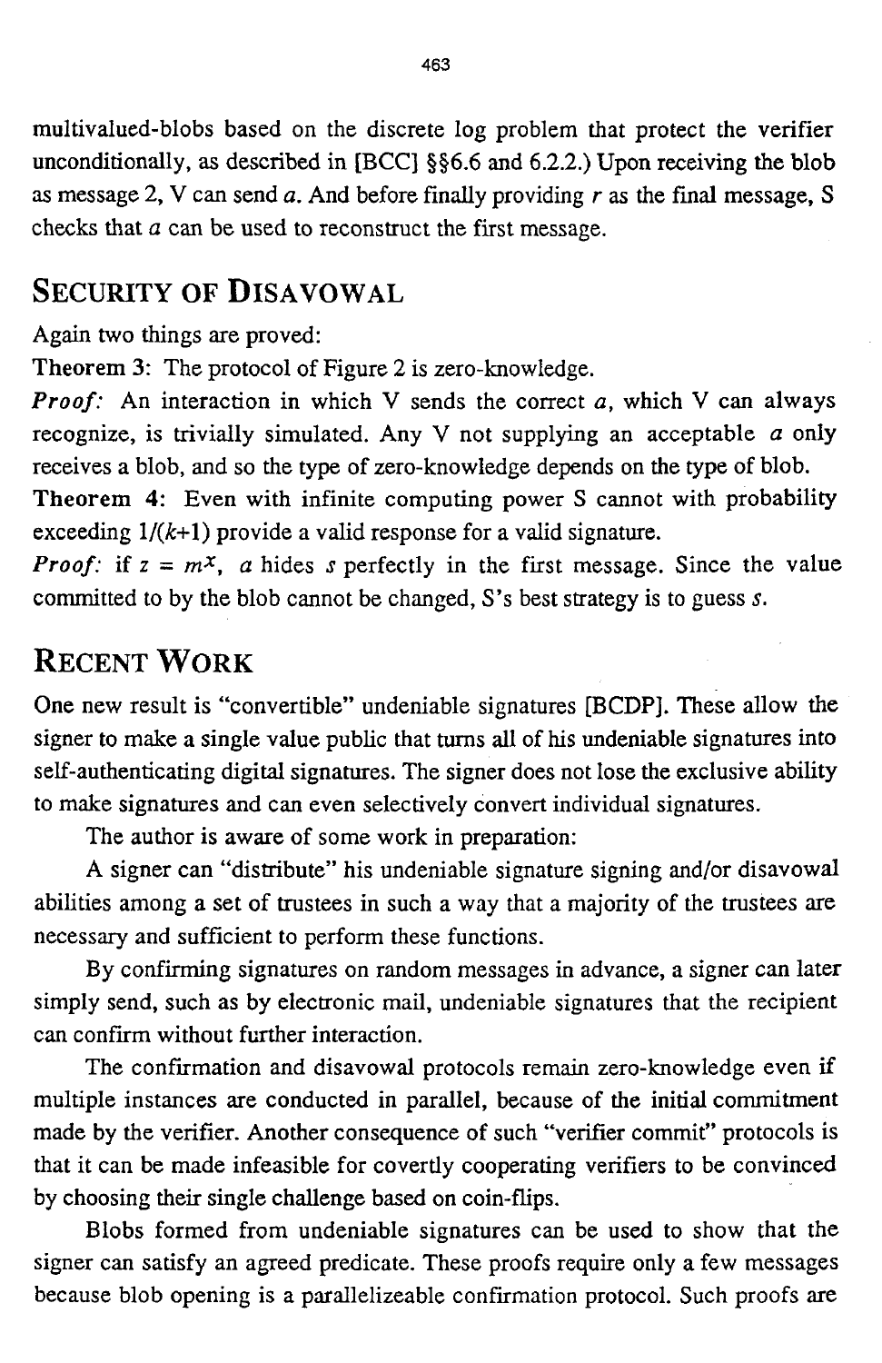multivalued-blobs based on the discrete log problem that protect the verifier unconditionally, as described in [BCC] §§6.6 and 6.2.2.) Upon receiving the blob as message 2, V can send $a$. And before finally providing $r$ as the final message, S checks that $a$ can be used to reconstruct the first message.

## Security of Disavowal

Again two things are proved:

**Theorem 3:** The protocol of Figure 2 is zero-knowledge.

***Proof:*** An interaction in which V sends the correct $a$, which V can always recognize, is trivially simulated. Any V not supplying an acceptable $a$ only receives a blob, and so the type of zero-knowledge depends on the type of blob.

**Theorem 4:** Even with infinite computing power S cannot with probability exceeding $1/(k+1)$ provide a valid response for a valid signature.

***Proof:*** if $z = m^x$, $a$ hides $s$ perfectly in the first message. Since the value committed to by the blob cannot be changed, S's best strategy is to guess $s$.

## Recent Work

One new result is "convertible" undeniable signatures [BCDP]. These allow the signer to make a single value public that turns all of his undeniable signatures into self-authenticating digital signatures. The signer does not lose the exclusive ability to make signatures and can even selectively convert individual signatures.

The author is aware of some work in preparation:

A signer can "distribute" his undeniable signature signing and/or disavowal abilities among a set of trustees in such a way that a majority of the trustees are necessary and sufficient to perform these functions.

By confirming signatures on random messages in advance, a signer can later simply send, such as by electronic mail, undeniable signatures that the recipient can confirm without further interaction.

The confirmation and disavowal protocols remain zero-knowledge even if multiple instances are conducted in parallel, because of the initial commitment made by the verifier. Another consequence of such "verifier commit" protocols is that it can be made infeasible for covertly cooperating verifiers to be convinced by choosing their single challenge based on coin-flips.

Blobs formed from undeniable signatures can be used to show that the signer can satisfy an agreed predicate. These proofs require only a few messages because blob opening is a parallelizeable confirmation protocol. Such proofs are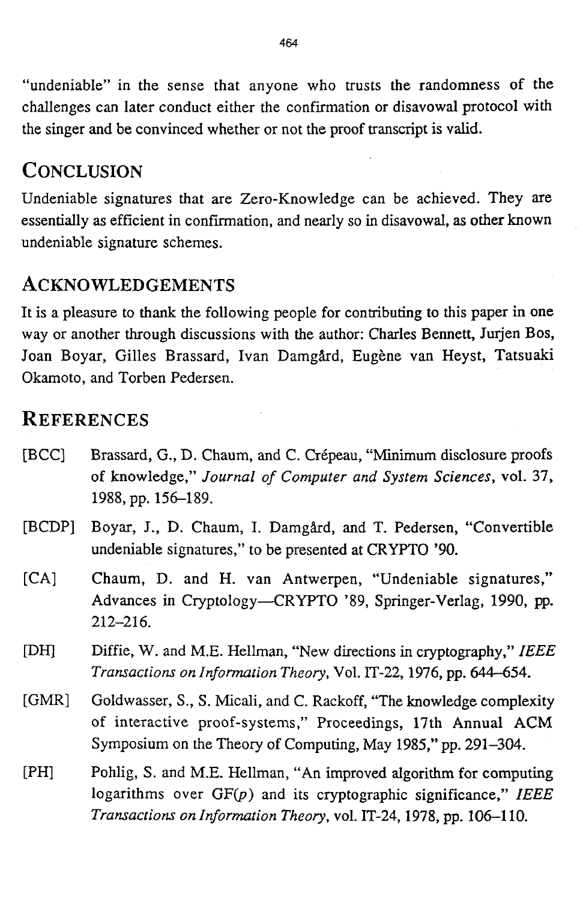"undeniable" in the sense that anyone who trusts the randomness of the challenges can later conduct either the confirmation or disavowal protocol with the singer and be convinced whether or not the proof transcript is valid.

## CONCLUSION

Undeniable signatures that are Zero-Knowledge can be achieved. They are essentially as efficient in confirmation, and nearly so in disavowal, as other known undeniable signature schemes.

## ACKNOWLEDGEMENTS

It is a pleasure to thank the following people for contributing to this paper in one way or another through discussions with the author: Charles Bennett, Jurjen Bos, Joan Boyar, Gilles Brassard, Ivan Damgård, Eugène van Heyst, Tatsuaki Okamoto, and Torben Pedersen.

## REFERENCES

[BCC] Brassard, G., D. Chaum, and C. Crépeau, "Minimum disclosure proofs of knowledge," *Journal of Computer and System Sciences*, vol. 37, 1988, pp. 156–189.

[BCDP] Boyar, J., D. Chaum, I. Damgård, and T. Pedersen, "Convertible undeniable signatures," to be presented at CRYPTO '90.

[CA] Chaum, D. and H. van Antwerpen, "Undeniable signatures," Advances in Cryptology—CRYPTO '89, Springer-Verlag, 1990, pp. 212–216.

[DH] Diffie, W. and M.E. Hellman, "New directions in cryptography," *IEEE Transactions on Information Theory*, Vol. IT-22, 1976, pp. 644–654.

[GMR] Goldwasser, S., S. Micali, and C. Rackoff, "The knowledge complexity of interactive proof-systems," Proceedings, 17th Annual ACM Symposium on the Theory of Computing, May 1985," pp. 291–304.

[PH] Pohlig, S. and M.E. Hellman, "An improved algorithm for computing logarithms over GF(*p*) and its cryptographic significance," *IEEE Transactions on Information Theory*, vol. IT-24, 1978, pp. 106–110.